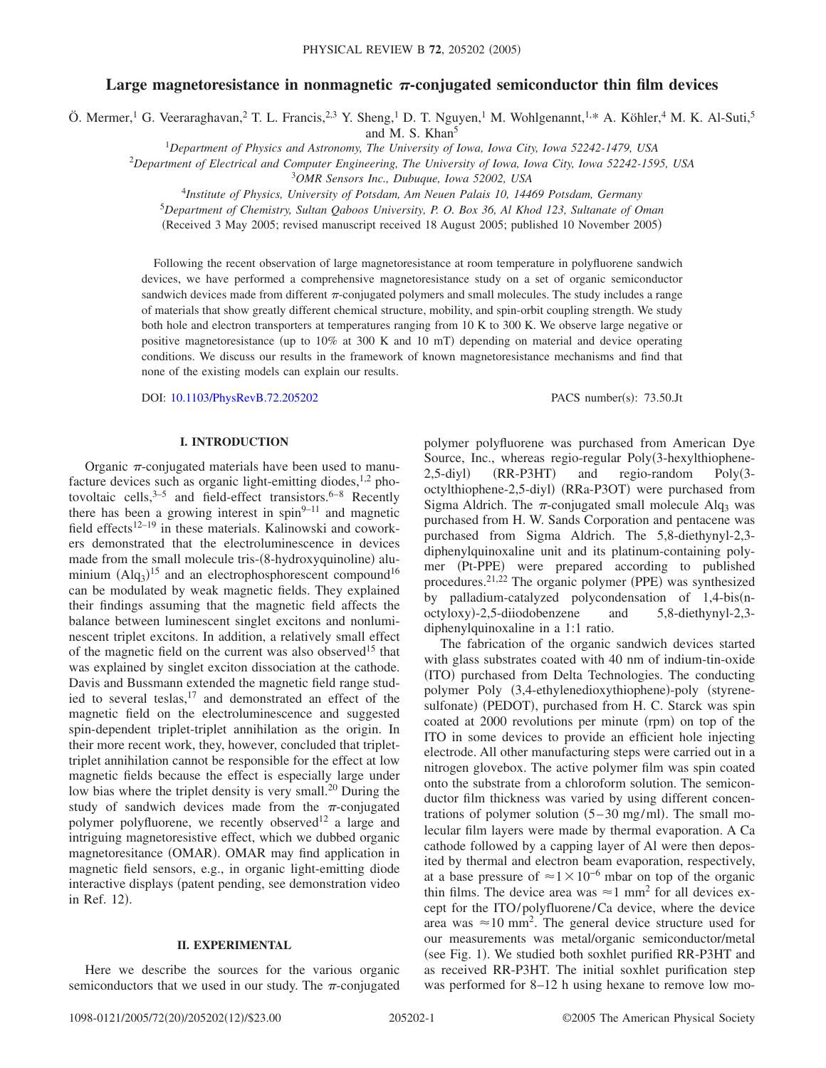# Large magnetoresistance in nonmagnetic π-conjugated semiconductor thin film devices

Ö. Mermer,[1] G. Veeraraghavan,[2] T. L. Francis,[2,3] Y. Sheng,[1] D. T. Nguyen,[1] M. Wohlgenannt,[1,*] A. Köhler,[4] M. K. Al-Suti,[5] and M. S. Khan[5]

[1]*Department of Physics and Astronomy, The University of Iowa, Iowa City, Iowa 52242-1479, USA*

[2]*Department of Electrical and Computer Engineering, The University of Iowa, Iowa City, Iowa 52242-1595, USA*

[3]*OMR Sensors Inc., Dubuque, Iowa 52002, USA*

[4]*Institute of Physics, University of Potsdam, Am Neuen Palais 10, 14469 Potsdam, Germany*

[5]*Department of Chemistry, Sultan Qaboos University, P. O. Box 36, Al Khod 123, Sultanate of Oman*

(Received 3 May 2005; revised manuscript received 18 August 2005; published 10 November 2005)

Following the recent observation of large magnetoresistance at room temperature in polyfluorene sandwich devices, we have performed a comprehensive magnetoresistance study on a set of organic semiconductor sandwich devices made from different π-conjugated polymers and small molecules. The study includes a range of materials that show greatly different chemical structure, mobility, and spin-orbit coupling strength. We study both hole and electron transporters at temperatures ranging from 10 K to 300 K. We observe large negative or positive magnetoresistance (up to 10% at 300 K and 10 mT) depending on material and device operating conditions. We discuss our results in the framework of known magnetoresistance mechanisms and find that none of the existing models can explain our results.

DOI: 10.1103/PhysRevB.72.205202

PACS number(s): 73.50.Jt

## I. INTRODUCTION

Organic π-conjugated materials have been used to manufacture devices such as organic light-emitting diodes,[1,2] photovoltaic cells,[3–5] and field-effect transistors.[6–8] Recently there has been a growing interest in spin[9–11] and magnetic field effects[12–19] in these materials. Kalinowski and coworkers demonstrated that the electroluminescence in devices made from the small molecule tris-(8-hydroxyquinoline) aluminium ($Alq_3$)[15] and an electrophosphorescent compound[16] can be modulated by weak magnetic fields. They explained their findings assuming that the magnetic field affects the balance between luminescent singlet excitons and nonluminescent triplet excitons. In addition, a relatively small effect of the magnetic field on the current was also observed[15] that was explained by singlet exciton dissociation at the cathode. Davis and Bussmann extended the magnetic field range studied to several teslas,[17] and demonstrated an effect of the magnetic field on the electroluminescence and suggested spin-dependent triplet-triplet annihilation as the origin. In their more recent work, they, however, concluded that triplet-triplet annihilation cannot be responsible for the effect at low magnetic fields because the effect is especially large under low bias where the triplet density is very small.[20] During the study of sandwich devices made from the π-conjugated polymer polyfluorene, we recently observed[12] a large and intriguing magnetoresistive effect, which we dubbed organic magnetoresitance (OMAR). OMAR may find application in magnetic field sensors, e.g., in organic light-emitting diode interactive displays (patent pending, see demonstration video in Ref. 12).

## II. EXPERIMENTAL

Here we describe the sources for the various organic semiconductors that we used in our study. The π-conjugated polymer polyfluorene was purchased from American Dye Source, Inc., whereas regio-regular Poly(3-hexylthiophene-2,5-diyl) (RR-P3HT) and regio-random Poly(3-octylthiophene-2,5-diyl) (RRa-P3OT) were purchased from Sigma Aldrich. The π-conjugated small molecule $Alq_3$ was purchased from H. W. Sands Corporation and pentacene was purchased from Sigma Aldrich. The 5,8-diethynyl-2,3-diphenylquinoxaline unit and its platinum-containing polymer (Pt-PPE) were prepared according to published procedures.[21,22] The organic polymer (PPE) was synthesized by palladium-catalyzed polycondensation of 1,4-bis(n-octyloxy)-2,5-diiodobenzene and 5,8-diethynyl-2,3-diphenylquinoxaline in a 1:1 ratio.

The fabrication of the organic sandwich devices started with glass substrates coated with 40 nm of indium-tin-oxide (ITO) purchased from Delta Technologies. The conducting polymer Poly (3,4-ethylenedioxythiophene)-poly (styrene-sulfonate) (PEDOT), purchased from H. C. Starck was spin coated at 2000 revolutions per minute (rpm) on top of the ITO in some devices to provide an efficient hole injecting electrode. All other manufacturing steps were carried out in a nitrogen glovebox. The active polymer film was spin coated onto the substrate from a chloroform solution. The semiconductor film thickness was varied by using different concentrations of polymer solution (5–30 mg/ml). The small molecular film layers were made by thermal evaporation. A Ca cathode followed by a capping layer of Al were then deposited by thermal and electron beam evaporation, respectively, at a base pressure of $\approx 1\times10^{-6}$ mbar on top of the organic thin films. The device area was $\approx 1$ mm$^2$ for all devices except for the ITO/polyfluorene/Ca device, where the device area was $\approx 10$ mm$^2$. The general device structure used for our measurements was metal/organic semiconductor/metal (see Fig. 1). We studied both soxhlet purified RR-P3HT and as received RR-P3HT. The initial soxhlet purification step was performed for 8–12 h using hexane to remove low mo-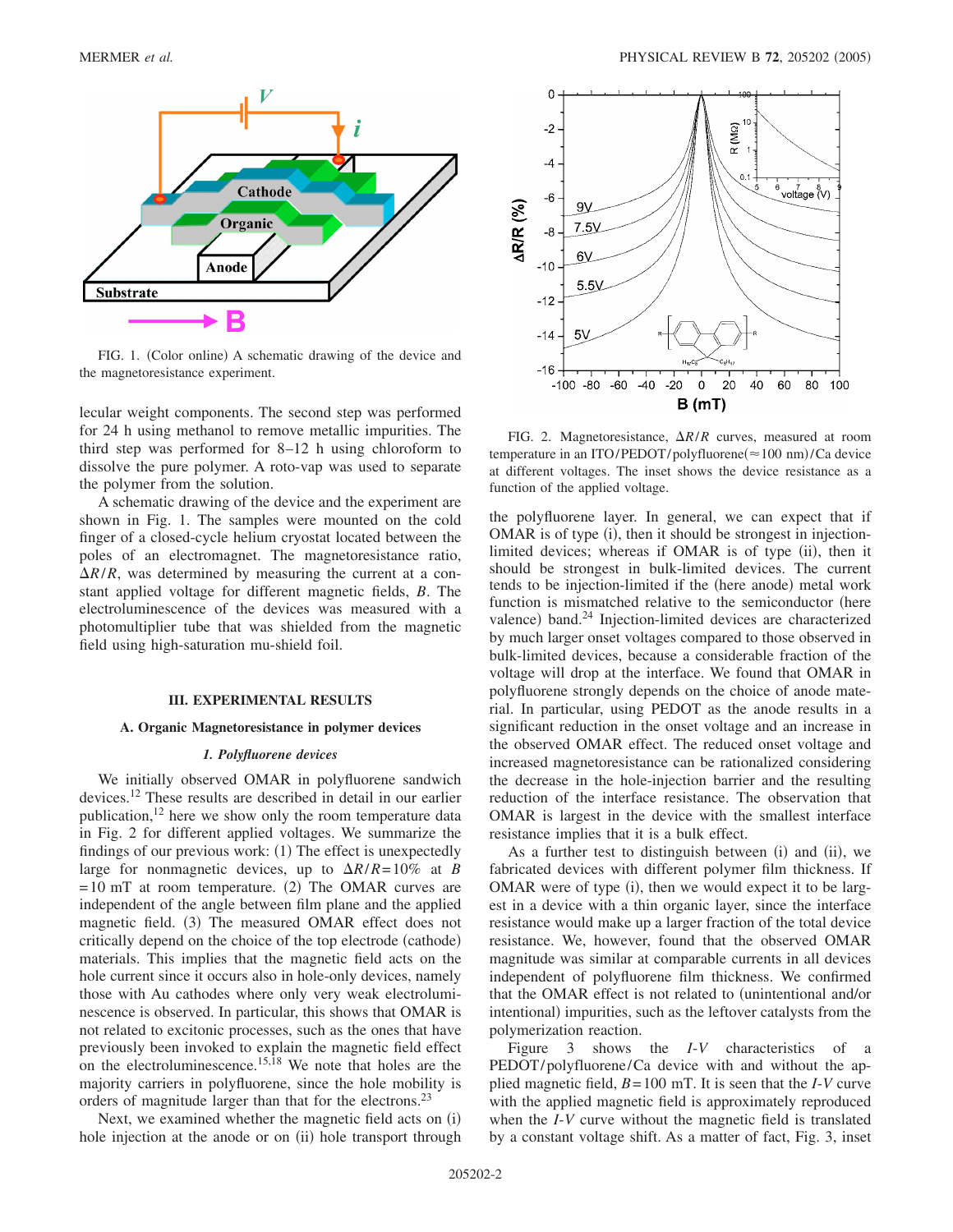FIG. 1. (Color online) A schematic drawing of the device and the magnetoresistance experiment.

lecular weight components. The second step was performed for 24 h using methanol to remove metallic impurities. The third step was performed for 8–12 h using chloroform to dissolve the pure polymer. A roto-vap was used to separate the polymer from the solution.

A schematic drawing of the device and the experiment are shown in Fig. 1. The samples were mounted on the cold finger of a closed-cycle helium cryostat located between the poles of an electromagnet. The magnetoresistance ratio, $\Delta R/R$, was determined by measuring the current at a constant applied voltage for different magnetic fields, $B$. The electroluminescence of the devices was measured with a photomultiplier tube that was shielded from the magnetic field using high-saturation mu-shield foil.

## III. EXPERIMENTAL RESULTS

### A. Organic Magnetoresistance in polymer devices

#### *1. Polyfluorene devices*

We initially observed OMAR in polyfluorene sandwich devices.[12] These results are described in detail in our earlier publication,[12] here we show only the room temperature data in Fig. 2 for different applied voltages. We summarize the findings of our previous work: (1) The effect is unexpectedly large for nonmagnetic devices, up to $\Delta R/R = 10\%$ at $B = 10$ mT at room temperature. (2) The OMAR curves are independent of the angle between film plane and the applied magnetic field. (3) The measured OMAR effect does not critically depend on the choice of the top electrode (cathode) materials. This implies that the magnetic field acts on the hole current since it occurs also in hole-only devices, namely those with Au cathodes where only very weak electroluminescence is observed. In particular, this shows that OMAR is not related to excitonic processes, such as the ones that have previously been invoked to explain the magnetic field effect on the electroluminescence.[15,18] We note that holes are the majority carriers in polyfluorene, since the hole mobility is orders of magnitude larger than that for the electrons.[23]

Next, we examined whether the magnetic field acts on (i) hole injection at the anode or on (ii) hole transport through the polyfluorene layer. In general, we can expect that if OMAR is of type (i), then it should be strongest in injection-limited devices; whereas if OMAR is of type (ii), then it should be strongest in bulk-limited devices. The current tends to be injection-limited if the (here anode) metal work function is mismatched relative to the semiconductor (here valence) band.[24] Injection-limited devices are characterized by much larger onset voltages compared to those observed in bulk-limited devices, because a considerable fraction of the voltage will drop at the interface. We found that OMAR in polyfluorene strongly depends on the choice of anode material. In particular, using PEDOT as the anode results in a significant reduction in the onset voltage and an increase in the observed OMAR effect. The reduced onset voltage and increased magnetoresistance can be rationalized considering the decrease in the hole-injection barrier and the resulting reduction of the interface resistance. The observation that OMAR is largest in the device with the smallest interface resistance implies that it is a bulk effect.

FIG. 2. Magnetoresistance, $\Delta R/R$ curves, measured at room temperature in an ITO/PEDOT/polyfluorene($\approx$100 nm)/Ca device at different voltages. The inset shows the device resistance as a function of the applied voltage.

As a further test to distinguish between (i) and (ii), we fabricated devices with different polymer film thickness. If OMAR were of type (i), then we would expect it to be largest in a device with a thin organic layer, since the interface resistance would make up a larger fraction of the total device resistance. We, however, found that the observed OMAR magnitude was similar at comparable currents in all devices independent of polyfluorene film thickness. We confirmed that the OMAR effect is not related to (unintentional and/or intentional) impurities, such as the leftover catalysts from the polymerization reaction.

Figure 3 shows the $I$-$V$ characteristics of a PEDOT/polyfluorene/Ca device with and without the applied magnetic field, $B = 100$ mT. It is seen that the $I$-$V$ curve with the applied magnetic field is approximately reproduced when the $I$-$V$ curve without the magnetic field is translated by a constant voltage shift. As a matter of fact, Fig. 3, inset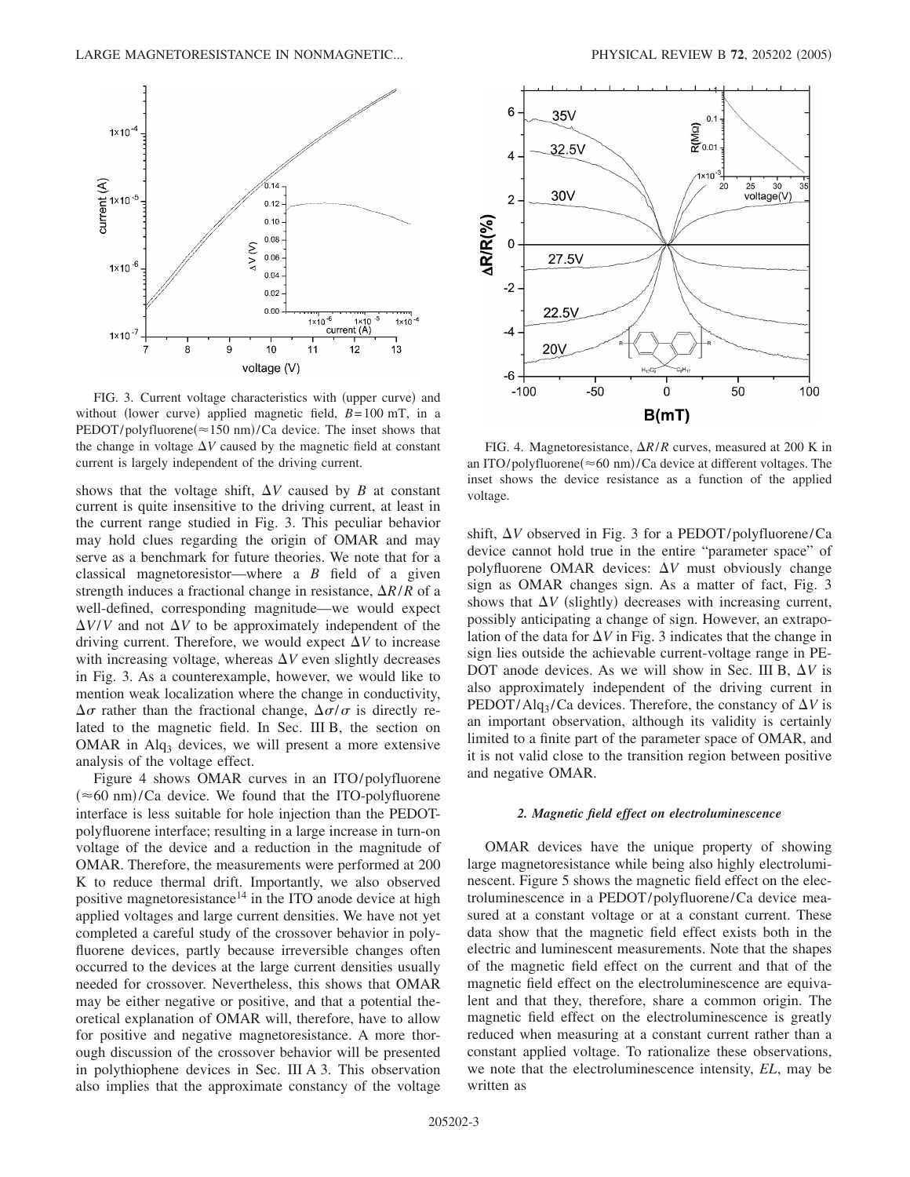FIG. 3. Current voltage characteristics with (upper curve) and without (lower curve) applied magnetic field, $B=100$ mT, in a PEDOT/polyfluorene($\approx$150 nm)/Ca device. The inset shows that the change in voltage $\Delta V$ caused by the magnetic field at constant current is largely independent of the driving current.

shows that the voltage shift, $\Delta V$ caused by $B$ at constant current is quite insensitive to the driving current, at least in the current range studied in Fig. 3. This peculiar behavior may hold clues regarding the origin of OMAR and may serve as a benchmark for future theories. We note that for a classical magnetoresistor—where a $B$ field of a given strength induces a fractional change in resistance, $\Delta R/R$ of a well-defined, corresponding magnitude—we would expect $\Delta V/V$ and not $\Delta V$ to be approximately independent of the driving current. Therefore, we would expect $\Delta V$ to increase with increasing voltage, whereas $\Delta V$ even slightly decreases in Fig. 3. As a counterexample, however, we would like to mention weak localization where the change in conductivity, $\Delta\sigma$ rather than the fractional change, $\Delta\sigma/\sigma$ is directly related to the magnetic field. In Sec. III B, the section on OMAR in $Alq_3$ devices, we will present a more extensive analysis of the voltage effect.

Figure 4 shows OMAR curves in an ITO/polyfluorene ($\approx$60 nm)/Ca device. We found that the ITO-polyfluorene interface is less suitable for hole injection than the PEDOT-polyfluorene interface; resulting in a large increase in turn-on voltage of the device and a reduction in the magnitude of OMAR. Therefore, the measurements were performed at 200 K to reduce thermal drift. Importantly, we also observed positive magnetoresistance[14] in the ITO anode device at high applied voltages and large current densities. We have not yet completed a careful study of the crossover behavior in polyfluorene devices, partly because irreversible changes often occurred to the devices at the large current densities usually needed for crossover. Nevertheless, this shows that OMAR may be either negative or positive, and that a potential theoretical explanation of OMAR will, therefore, have to allow for positive and negative magnetoresistance. A more thorough discussion of the crossover behavior will be presented in polythiophene devices in Sec. III A 3. This observation also implies that the approximate constancy of the voltage shift, $\Delta V$ observed in Fig. 3 for a PEDOT/polyfluorene/Ca device cannot hold true in the entire "parameter space" of polyfluorene OMAR devices: $\Delta V$ must obviously change sign as OMAR changes sign. As a matter of fact, Fig. 3 shows that $\Delta V$ (slightly) decreases with increasing current, possibly anticipating a change of sign. However, an extrapolation of the data for $\Delta V$ in Fig. 3 indicates that the change in sign lies outside the achievable current-voltage range in PEDOT anode devices. As we will show in Sec. III B, $\Delta V$ is also approximately independent of the driving current in PEDOT/$Alq_3$/Ca devices. Therefore, the constancy of $\Delta V$ is an important observation, although its validity is certainly limited to a finite part of the parameter space of OMAR, and it is not valid close to the transition region between positive and negative OMAR.

FIG. 4. Magnetoresistance, $\Delta R/R$ curves, measured at 200 K in an ITO/polyfluorene($\approx$60 nm)/Ca device at different voltages. The inset shows the device resistance as a function of the applied voltage.

#### *2. Magnetic field effect on electroluminescence*

OMAR devices have the unique property of showing large magnetoresistance while being also highly electroluminescent. Figure 5 shows the magnetic field effect on the electroluminescence in a PEDOT/polyfluorene/Ca device measured at a constant voltage or at a constant current. These data show that the magnetic field effect exists both in the electric and luminescent measurements. Note that the shapes of the magnetic field effect on the current and that of the magnetic field effect on the electroluminescence are equivalent and that they, therefore, share a common origin. The magnetic field effect on the electroluminescence is greatly reduced when measuring at a constant current rather than a constant applied voltage. To rationalize these observations, we note that the electroluminescence intensity, $EL$, may be written as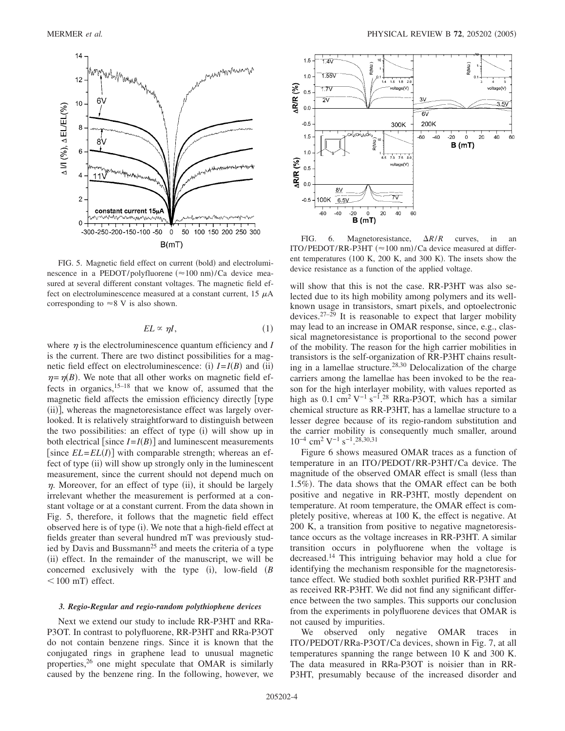FIG. 5. Magnetic field effect on current (bold) and electroluminescence in a PEDOT/polyfluorene (≈100 nm)/Ca device measured at several different constant voltages. The magnetic field effect on electroluminescence measured at a constant current, 15 $\mu$A corresponding to ≈8 V is also shown.

$$EL \propto \eta I, \tag{1}$$

where $\eta$ is the electroluminescence quantum efficiency and $I$ is the current. There are two distinct possibilities for a magnetic field effect on electroluminescence: (i) $I=I(B)$ and (ii) $\eta=\eta(B)$. We note that all other works on magnetic field effects in organics,[15–18] that we know of, assumed that the magnetic field affects the emission efficiency directly [type (ii)], whereas the magnetoresistance effect was largely overlooked. It is relatively straightforward to distinguish between the two possibilities: an effect of type (i) will show up in both electrical [since $I=I(B)$] and luminescent measurements [since $EL=EL(I)$] with comparable strength; whereas an effect of type (ii) will show up strongly only in the luminescent measurement, since the current should not depend much on $\eta$. Moreover, for an effect of type (ii), it should be largely irrelevant whether the measurement is performed at a constant voltage or at a constant current. From the data shown in Fig. 5, therefore, it follows that the magnetic field effect observed here is of type (i). We note that a high-field effect at fields greater than several hundred mT was previously studied by Davis and Bussmann[25] and meets the criteria of a type (ii) effect. In the remainder of the manuscript, we will be concerned exclusively with the type (i), low-field ($B < 100$ mT) effect.

### 3. Regio-Regular and regio-random polythiophene devices

Next we extend our study to include RR-P3HT and RRa-P3OT. In contrast to polyfluorene, RR-P3HT and RRa-P3OT do not contain benzene rings. Since it is known that the conjugated rings in graphene lead to unusual magnetic properties,[26] one might speculate that OMAR is similarly caused by the benzene ring. In the following, however, we will show that this is not the case. RR-P3HT was also selected due to its high mobility among polymers and its well-known usage in transistors, smart pixels, and optoelectronic devices.[27–29] It is reasonable to expect that larger mobility may lead to an increase in OMAR response, since, e.g., classical magnetoresistance is proportional to the second power of the mobility. The reason for the high carrier mobilities in transistors is the self-organization of RR-P3HT chains resulting in a lamellae structure.[28,30] Delocalization of the charge carriers among the lamellae has been invoked to be the reason for the high interlayer mobility, with values reported as high as 0.1 cm$^2$ V$^{-1}$ s$^{-1}$.[28] RRa-P3OT, which has a similar chemical structure as RR-P3HT, has a lamellae structure to a lesser degree because of its regio-random substitution and the carrier mobility is consequently much smaller, around $10^{-4}$ cm$^2$ V$^{-1}$ s$^{-1}$.[28,30,31]

FIG. 6. Magnetoresistance, $\Delta R/R$ curves, in an ITO/PEDOT/RR-P3HT (≈100 nm)/Ca device measured at different temperatures (100 K, 200 K, and 300 K). The insets show the device resistance as a function of the applied voltage.

Figure 6 shows measured OMAR traces as a function of temperature in an ITO/PEDOT/RR-P3HT/Ca device. The magnitude of the observed OMAR effect is small (less than 1.5%). The data shows that the OMAR effect can be both positive and negative in RR-P3HT, mostly dependent on temperature. At room temperature, the OMAR effect is completely positive, whereas at 100 K, the effect is negative. At 200 K, a transition from positive to negative magnetoresistance occurs as the voltage increases in RR-P3HT. A similar transition occurs in polyfluorene when the voltage is decreased.[14] This intriguing behavior may hold a clue for identifying the mechanism responsible for the magnetoresistance effect. We studied both soxhlet purified RR-P3HT and as received RR-P3HT. We did not find any significant difference between the two samples. This supports our conclusion from the experiments in polyfluorene devices that OMAR is not caused by impurities.

We observed only negative OMAR traces in ITO/PEDOT/RRa-P3OT/Ca devices, shown in Fig. 7, at all temperatures spanning the range between 10 K and 300 K. The data measured in RRa-P3OT is noisier than in RR-P3HT, presumably because of the increased disorder and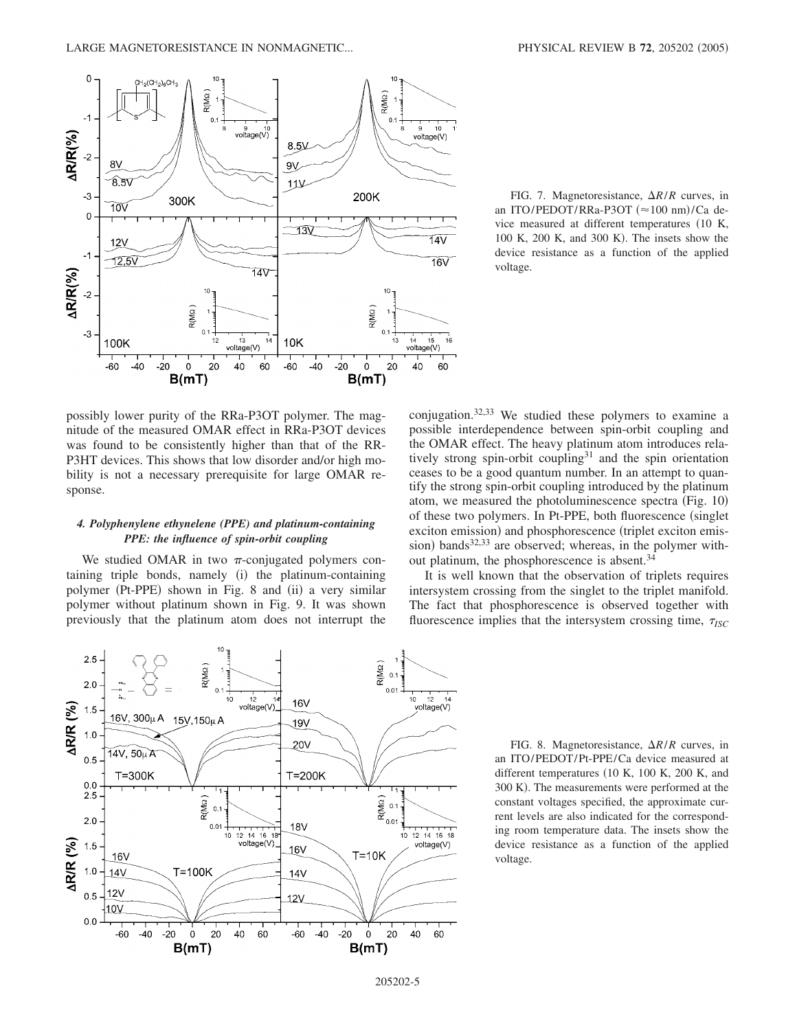FIG. 7. Magnetoresistance, $\Delta R/R$ curves, in an ITO/PEDOT/RRa-P3OT ($\approx$100 nm)/Ca device measured at different temperatures (10 K, 100 K, 200 K, and 300 K). The insets show the device resistance as a function of the applied voltage.

possibly lower purity of the RRa-P3OT polymer. The magnitude of the measured OMAR effect in RRa-P3OT devices was found to be consistently higher than that of the RR-P3HT devices. This shows that low disorder and/or high mobility is not a necessary prerequisite for large OMAR response.

#### *4. Polyphenylene ethynelene (PPE) and platinum-containing PPE: the influence of spin-orbit coupling*

We studied OMAR in two $\pi$-conjugated polymers containing triple bonds, namely (i) the platinum-containing polymer (Pt-PPE) shown in Fig. 8 and (ii) a very similar polymer without platinum shown in Fig. 9. It was shown previously that the platinum atom does not interrupt the conjugation.[32,33] We studied these polymers to examine a possible interdependence between spin-orbit coupling and the OMAR effect. The heavy platinum atom introduces relatively strong spin-orbit coupling[31] and the spin orientation ceases to be a good quantum number. In an attempt to quantify the strong spin-orbit coupling introduced by the platinum atom, we measured the photoluminescence spectra (Fig. 10) of these two polymers. In Pt-PPE, both fluorescence (singlet exciton emission) and phosphorescence (triplet exciton emission) bands[32,33] are observed; whereas, in the polymer without platinum, the phosphorescence is absent.[34]

It is well known that the observation of triplets requires intersystem crossing from the singlet to the triplet manifold. The fact that phosphorescence is observed together with fluorescence implies that the intersystem crossing time, $\tau_{ISC}$

FIG. 8. Magnetoresistance, $\Delta R/R$ curves, in an ITO/PEDOT/Pt-PPE/Ca device measured at different temperatures (10 K, 100 K, 200 K, and 300 K). The measurements were performed at the constant voltages specified, the approximate current levels are also indicated for the corresponding room temperature data. The insets show the device resistance as a function of the applied voltage.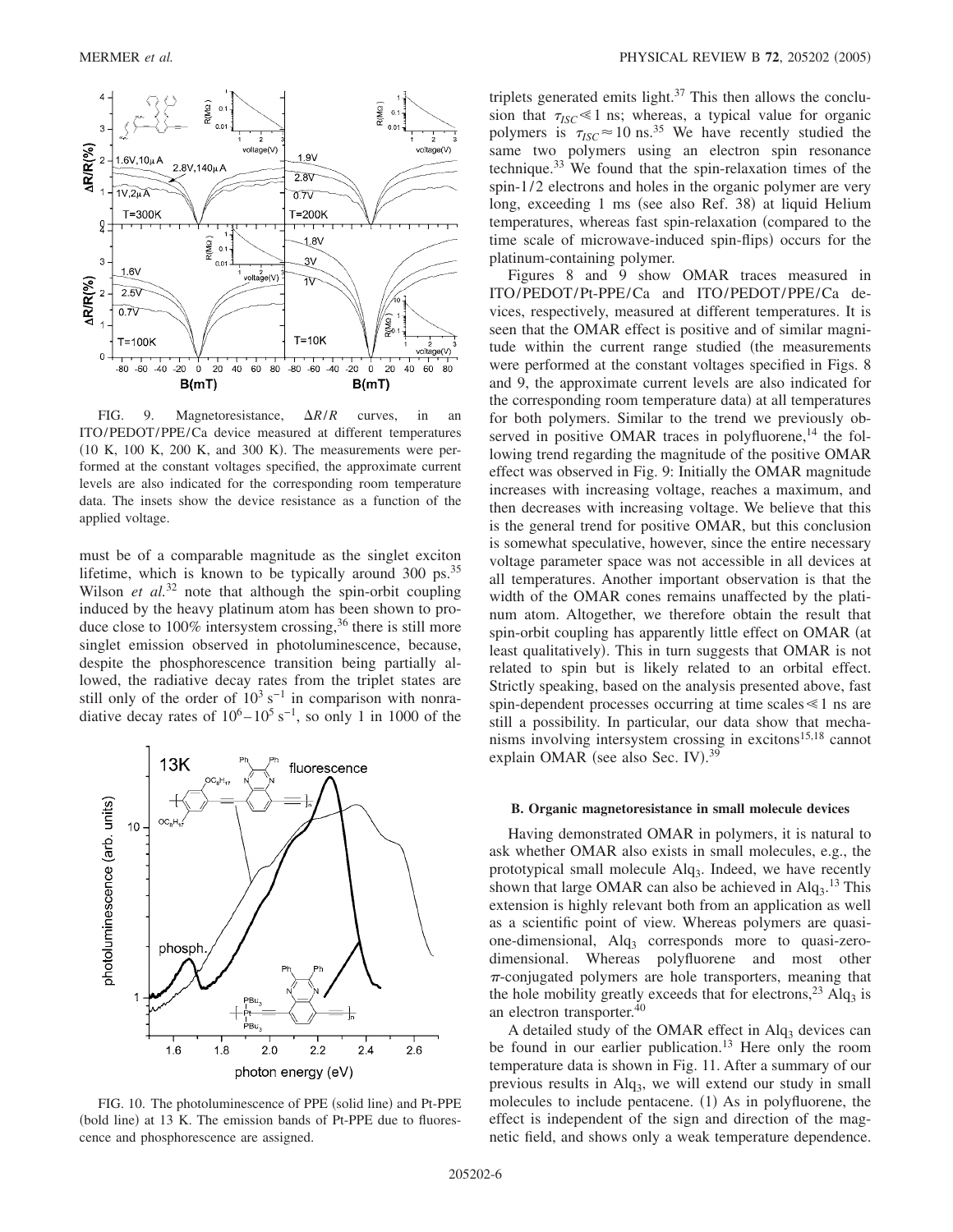FIG. 9. Magnetoresistance, $\Delta R/R$ curves, in an ITO/PEDOT/PPE/Ca device measured at different temperatures (10 K, 100 K, 200 K, and 300 K). The measurements were performed at the constant voltages specified, the approximate current levels are also indicated for the corresponding room temperature data. The insets show the device resistance as a function of the applied voltage.

must be of a comparable magnitude as the singlet exciton lifetime, which is known to be typically around 300 ps.[35] Wilson *et al.*[32] note that although the spin-orbit coupling induced by the heavy platinum atom has been shown to produce close to 100% intersystem crossing,[36] there is still more singlet emission observed in photoluminescence, because, despite the phosphorescence transition being partially allowed, the radiative decay rates from the triplet states are still only of the order of $10^3$ s$^{-1}$ in comparison with nonradiative decay rates of $10^6$–$10^5$ s$^{-1}$, so only 1 in 1000 of the

FIG. 10. The photoluminescence of PPE (solid line) and Pt-PPE (bold line) at 13 K. The emission bands of Pt-PPE due to fluorescence and phosphorescence are assigned.

triplets generated emits light.[37] This then allows the conclusion that $\tau_{ISC} \ll 1$ ns; whereas, a typical value for organic polymers is $\tau_{ISC} \approx 10$ ns.[35] We have recently studied the same two polymers using an electron spin resonance technique.[33] We found that the spin-relaxation times of the spin-1/2 electrons and holes in the organic polymer are very long, exceeding 1 ms (see also Ref. 38) at liquid Helium temperatures, whereas fast spin-relaxation (compared to the time scale of microwave-induced spin-flips) occurs for the platinum-containing polymer.

Figures 8 and 9 show OMAR traces measured in ITO/PEDOT/Pt-PPE/Ca and ITO/PEDOT/PPE/Ca devices, respectively, measured at different temperatures. It is seen that the OMAR effect is positive and of similar magnitude within the current range studied (the measurements were performed at the constant voltages specified in Figs. 8 and 9, the approximate current levels are also indicated for the corresponding room temperature data) at all temperatures for both polymers. Similar to the trend we previously observed in positive OMAR traces in polyfluorene,[14] the following trend regarding the magnitude of the positive OMAR effect was observed in Fig. 9: Initially the OMAR magnitude increases with increasing voltage, reaches a maximum, and then decreases with increasing voltage. We believe that this is the general trend for positive OMAR, but this conclusion is somewhat speculative, however, since the entire necessary voltage parameter space was not accessible in all devices at all temperatures. Another important observation is that the width of the OMAR cones remains unaffected by the platinum atom. Altogether, we therefore obtain the result that spin-orbit coupling has apparently little effect on OMAR (at least qualitatively). This in turn suggests that OMAR is not related to spin but is likely related to an orbital effect. Strictly speaking, based on the analysis presented above, fast spin-dependent processes occurring at time scales $\ll 1$ ns are still a possibility. In particular, our data show that mechanisms involving intersystem crossing in excitons[15,18] cannot explain OMAR (see also Sec. IV).[39]

### B. Organic magnetoresistance in small molecule devices

Having demonstrated OMAR in polymers, it is natural to ask whether OMAR also exists in small molecules, e.g., the prototypical small molecule $Alq_3$. Indeed, we have recently shown that large OMAR can also be achieved in $Alq_3$.[13] This extension is highly relevant both from an application as well as a scientific point of view. Whereas polymers are quasi-one-dimensional, $Alq_3$ corresponds more to quasi-zero-dimensional. Whereas polyfluorene and most other $\pi$-conjugated polymers are hole transporters, meaning that the hole mobility greatly exceeds that for electrons,[23] $Alq_3$ is an electron transporter.[40]

A detailed study of the OMAR effect in $Alq_3$ devices can be found in our earlier publication.[13] Here only the room temperature data is shown in Fig. 11. After a summary of our previous results in $Alq_3$, we will extend our study in small molecules to include pentacene. (1) As in polyfluorene, the effect is independent of the sign and direction of the magnetic field, and shows only a weak temperature dependence.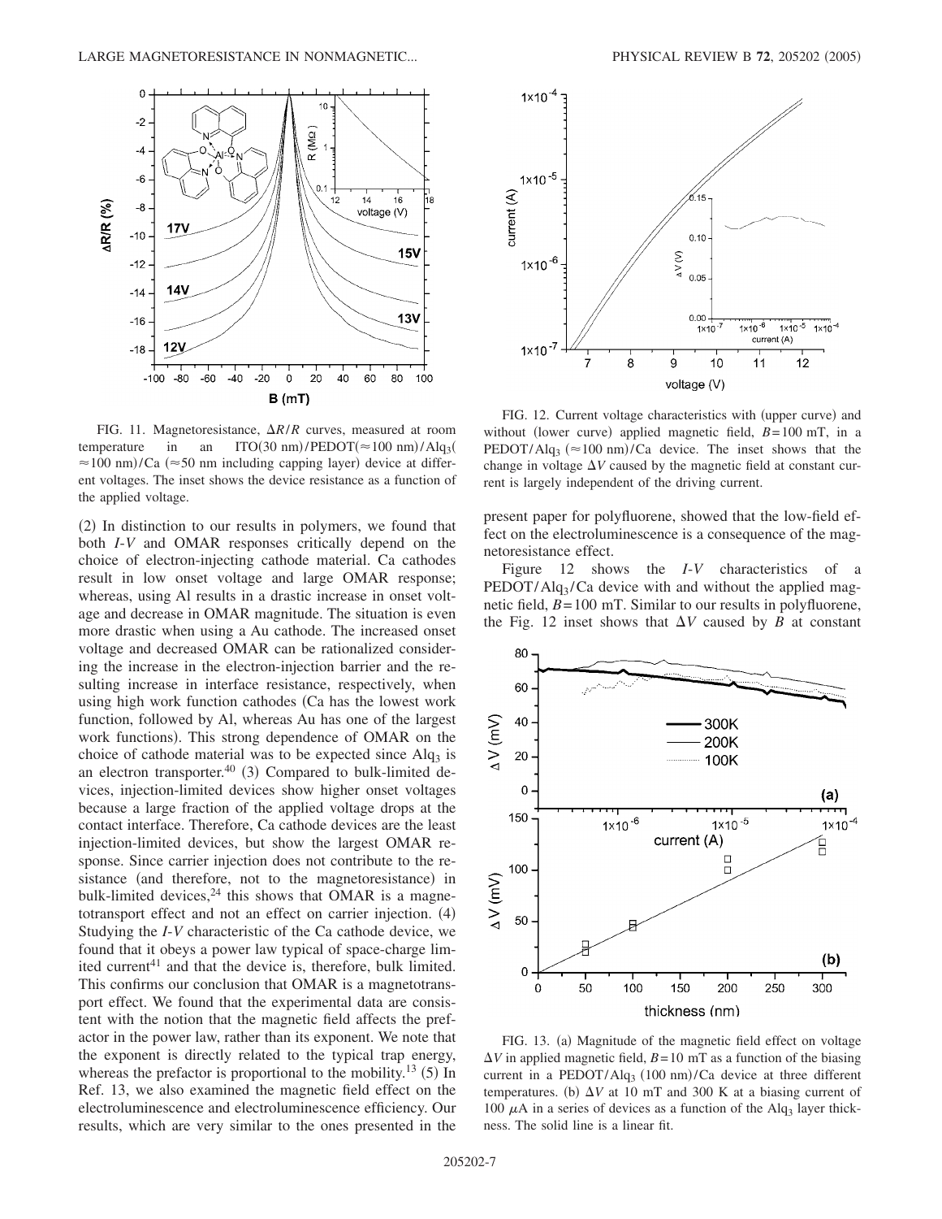FIG. 11. Magnetoresistance, $\Delta R/R$ curves, measured at room temperature in an ITO(30 nm)/PEDOT($\approx$100 nm)/$Alq_3$($\approx$100 nm)/Ca ($\approx$50 nm including capping layer) device at different voltages. The inset shows the device resistance as a function of the applied voltage.

(2) In distinction to our results in polymers, we found that both *I-V* and OMAR responses critically depend on the choice of electron-injecting cathode material. Ca cathodes result in low onset voltage and large OMAR response; whereas, using Al results in a drastic increase in onset voltage and decrease in OMAR magnitude. The situation is even more drastic when using a Au cathode. The increased onset voltage and decreased OMAR can be rationalized considering the increase in the electron-injection barrier and the resulting increase in interface resistance, respectively, when using high work function cathodes (Ca has the lowest work function, followed by Al, whereas Au has one of the largest work functions). This strong dependence of OMAR on the choice of cathode material was to be expected since $Alq_3$ is an electron transporter.[40] (3) Compared to bulk-limited devices, injection-limited devices show higher onset voltages because a large fraction of the applied voltage drops at the contact interface. Therefore, Ca cathode devices are the least injection-limited devices, but show the largest OMAR response. Since carrier injection does not contribute to the resistance (and therefore, not to the magnetoresistance) in bulk-limited devices,[24] this shows that OMAR is a magnetotransport effect and not an effect on carrier injection. (4) Studying the *I-V* characteristic of the Ca cathode device, we found that it obeys a power law typical of space-charge limited current[41] and that the device is, therefore, bulk limited. This confirms our conclusion that OMAR is a magnetotransport effect. We found that the experimental data are consistent with the notion that the magnetic field affects the prefactor in the power law, rather than its exponent. We note that the exponent is directly related to the typical trap energy, whereas the prefactor is proportional to the mobility.[13] (5) In Ref. 13, we also examined the magnetic field effect on the electroluminescence and electroluminescence efficiency. Our results, which are very similar to the ones presented in the present paper for polyfluorene, showed that the low-field effect on the electroluminescence is a consequence of the magnetoresistance effect.

FIG. 12. Current voltage characteristics with (upper curve) and without (lower curve) applied magnetic field, $B=100$ mT, in a PEDOT/$Alq_3$ ($\approx$100 nm)/Ca device. The inset shows that the change in voltage $\Delta V$ caused by the magnetic field at constant current is largely independent of the driving current.

Figure 12 shows the *I-V* characteristics of a PEDOT/$Alq_3$/Ca device with and without the applied magnetic field, $B=100$ mT. Similar to our results in polyfluorene, the Fig. 12 inset shows that $\Delta V$ caused by $B$ at constant

FIG. 13. (a) Magnitude of the magnetic field effect on voltage $\Delta V$ in applied magnetic field, $B=10$ mT as a function of the biasing current in a PEDOT/$Alq_3$ (100 nm)/Ca device at three different temperatures. (b) $\Delta V$ at 10 mT and 300 K at a biasing current of 100 $\mu$A in a series of devices as a function of the $Alq_3$ layer thickness. The solid line is a linear fit.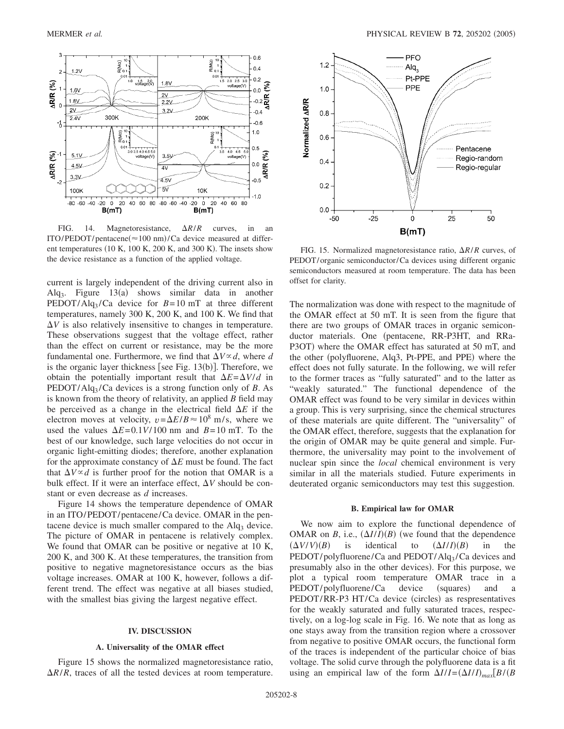FIG. 14. Magnetoresistance, $\Delta R/R$ curves, in an ITO/PEDOT/pentacene($\approx$100 nm)/Ca device measured at different temperatures (10 K, 100 K, 200 K, and 300 K). The insets show the device resistance as a function of the applied voltage.

current is largely independent of the driving current also in $Alq_3$. Figure 13(a) shows similar data in another PEDOT/$Alq_3$/Ca device for $B=10$ mT at three different temperatures, namely 300 K, 200 K, and 100 K. We find that $\Delta V$ is also relatively insensitive to changes in temperature. These observations suggest that the voltage effect, rather than the effect on current or resistance, may be the more fundamental one. Furthermore, we find that $\Delta V \propto d$, where $d$ is the organic layer thickness [see Fig. 13(b)]. Therefore, we obtain the potentially important result that $\Delta E = \Delta V/d$ in PEDOT/$Alq_3$/Ca devices is a strong function only of $B$. As is known from the theory of relativity, an applied $B$ field may be perceived as a change in the electrical field $\Delta E$ if the electron moves at velocity, $v = \Delta E/B \approx 10^8$ m/s, where we used the values $\Delta E = 0.1V/100$ nm and $B=10$ mT. To the best of our knowledge, such large velocities do not occur in organic light-emitting diodes; therefore, another explanation for the approximate constancy of $\Delta E$ must be found. The fact that $\Delta V \propto d$ is further proof for the notion that OMAR is a bulk effect. If it were an interface effect, $\Delta V$ should be constant or even decrease as $d$ increases.

Figure 14 shows the temperature dependence of OMAR in an ITO/PEDOT/pentacene/Ca device. OMAR in the pentacene device is much smaller compared to the $Alq_3$ device. The picture of OMAR in pentacene is relatively complex. We found that OMAR can be positive or negative at 10 K, 200 K, and 300 K. At these temperatures, the transition from positive to negative magnetoresistance occurs as the bias voltage increases. OMAR at 100 K, however, follows a different trend. The effect was negative at all biases studied, with the smallest bias giving the largest negative effect.

## IV. DISCUSSION

### A. Universality of the OMAR effect

Figure 15 shows the normalized magnetoresistance ratio, $\Delta R/R$, traces of all the tested devices at room temperature.

FIG. 15. Normalized magnetoresistance ratio, $\Delta R/R$ curves, of PEDOT/organic semiconductor/Ca devices using different organic semiconductors measured at room temperature. The data has been offset for clarity.

The normalization was done with respect to the magnitude of the OMAR effect at 50 mT. It is seen from the figure that there are two groups of OMAR traces in organic semiconductor materials. One (pentacene, RR-P3HT, and RRa-P3OT) where the OMAR effect has saturated at 50 mT, and the other (polyfluorene, Alq3, Pt-PPE, and PPE) where the effect does not fully saturate. In the following, we will refer to the former traces as "fully saturated" and to the latter as "weakly saturated." The functional dependence of the OMAR effect was found to be very similar in devices within a group. This is very surprising, since the chemical structures of these materials are quite different. The "universality" of the OMAR effect, therefore, suggests that the explanation for the origin of OMAR may be quite general and simple. Furthermore, the universality may point to the involvement of nuclear spin since the *local* chemical environment is very similar in all the materials studied. Future experiments in deuterated organic semiconductors may test this suggestion.

### B. Empirical law for OMAR

We now aim to explore the functional dependence of OMAR on $B$, i.e., $(\Delta I/I)(B)$ (we found that the dependence $(\Delta V/V)(B)$ is identical to $(\Delta I/I)(B)$ in the PEDOT/polyfluorene/Ca and PEDOT/$Alq_3$/Ca devices and presumably also in the other devices). For this purpose, we plot a typical room temperature OMAR trace in a PEDOT/polyfluorene/Ca device (squares) and a PEDOT/RR-P3 HT/Ca device (circles) as respresentatives for the weakly saturated and fully saturated traces, respectively, on a log-log scale in Fig. 16. We note that as long as one stays away from the transition region where a crossover from negative to positive OMAR occurs, the functional form of the traces is independent of the particular choice of bias voltage. The solid curve through the polyfluorene data is a fit using an empirical law of the form $\Delta I/I = (\Delta I/I)_{max}[B/(B$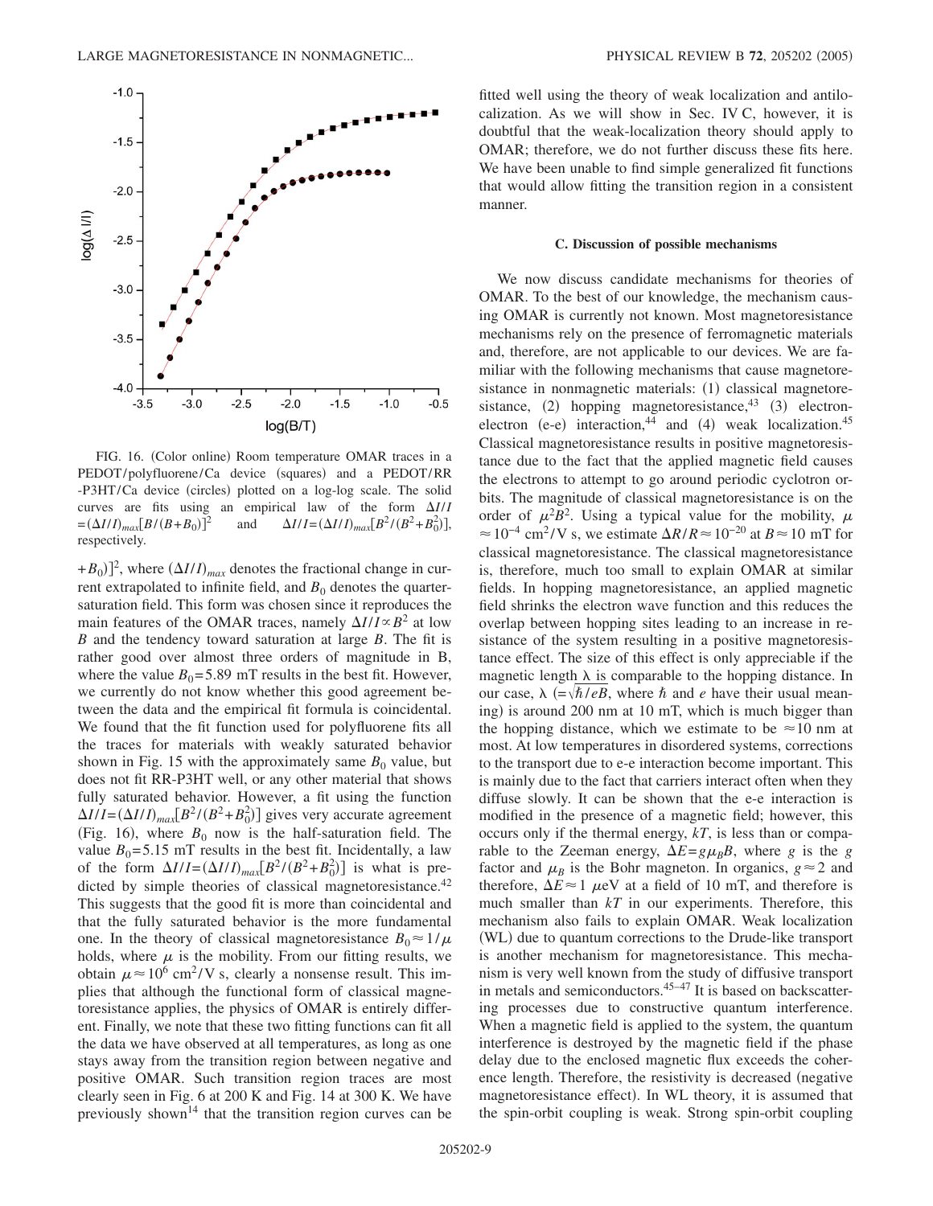FIG. 16. (Color online) Room temperature OMAR traces in a PEDOT/polyfluorene/Ca device (squares) and a PEDOT/RR-P3HT/Ca device (circles) plotted on a log-log scale. The solid curves are fits using an empirical law of the form $\Delta I/I = (\Delta I/I)_{max}[B/(B+B_0)]^2$ and $\Delta I/I = (\Delta I/I)_{max}[B^2/(B^2+B_0^2)]$, respectively.

$+B_0)]^2$, where $(\Delta I/I)_{max}$ denotes the fractional change in current extrapolated to infinite field, and $B_0$ denotes the quarter-saturation field. This form was chosen since it reproduces the main features of the OMAR traces, namely $\Delta I/I \propto B^2$ at low $B$ and the tendency toward saturation at large $B$. The fit is rather good over almost three orders of magnitude in B, where the value $B_0 = 5.89$ mT results in the best fit. However, we currently do not know whether this good agreement between the data and the empirical fit formula is coincidental. We found that the fit function used for polyfluorene fits all the traces for materials with weakly saturated behavior shown in Fig. 15 with the approximately same $B_0$ value, but does not fit RR-P3HT well, or any other material that shows fully saturated behavior. However, a fit using the function $\Delta I/I = (\Delta I/I)_{max}[B^2/(B^2+B_0^2)]$ gives very accurate agreement (Fig. 16), where $B_0$ now is the half-saturation field. The value $B_0 = 5.15$ mT results in the best fit. Incidentally, a law of the form $\Delta I/I = (\Delta I/I)_{max}[B^2/(B^2+B_0^2)]$ is what is predicted by simple theories of classical magnetoresistance.[42] This suggests that the good fit is more than coincidental and that the fully saturated behavior is the more fundamental one. In the theory of classical magnetoresistance $B_0 \approx 1/\mu$ holds, where $\mu$ is the mobility. From our fitting results, we obtain $\mu \approx 10^6$ cm$^2$/V s, clearly a nonsense result. This implies that although the functional form of classical magnetoresistance applies, the physics of OMAR is entirely different. Finally, we note that these two fitting functions can fit all the data we have observed at all temperatures, as long as one stays away from the transition region between negative and positive OMAR. Such transition region traces are most clearly seen in Fig. 6 at 200 K and Fig. 14 at 300 K. We have previously shown[14] that the transition region curves can be fitted well using the theory of weak localization and antilocalization. As we will show in Sec. IV C, however, it is doubtful that the weak-localization theory should apply to OMAR; therefore, we do not further discuss these fits here. We have been unable to find simple generalized fit functions that would allow fitting the transition region in a consistent manner.

### C. Discussion of possible mechanisms

We now discuss candidate mechanisms for theories of OMAR. To the best of our knowledge, the mechanism causing OMAR is currently not known. Most magnetoresistance mechanisms rely on the presence of ferromagnetic materials and, therefore, are not applicable to our devices. We are familiar with the following mechanisms that cause magnetoresistance in nonmagnetic materials: (1) classical magnetoresistance, (2) hopping magnetoresistance,[43] (3) electron-electron (e-e) interaction,[44] and (4) weak localization.[45] Classical magnetoresistance results in positive magnetoresistance due to the fact that the applied magnetic field causes the electrons to attempt to go around periodic cyclotron orbits. The magnitude of classical magnetoresistance is on the order of $\mu^2 B^2$. Using a typical value for the mobility, $\mu \approx 10^{-4}$ cm$^2$/V s, we estimate $\Delta R/R \approx 10^{-20}$ at $B \approx 10$ mT for classical magnetoresistance. The classical magnetoresistance is, therefore, much too small to explain OMAR at similar fields. In hopping magnetoresistance, an applied magnetic field shrinks the electron wave function and this reduces the overlap between hopping sites leading to an increase in resistance of the system resulting in a positive magnetoresistance effect. The size of this effect is only appreciable if the magnetic length $\lambda$ is comparable to the hopping distance. In our case, $\lambda$ $(=\sqrt{\hbar/eB}$, where $\hbar$ and $e$ have their usual meaning) is around 200 nm at 10 mT, which is much bigger than the hopping distance, which we estimate to be $\approx 10$ nm at most. At low temperatures in disordered systems, corrections to the transport due to e-e interaction become important. This is mainly due to the fact that carriers interact often when they diffuse slowly. It can be shown that the e-e interaction is modified in the presence of a magnetic field; however, this occurs only if the thermal energy, $kT$, is less than or comparable to the Zeeman energy, $\Delta E = g\mu_B B$, where $g$ is the $g$ factor and $\mu_B$ is the Bohr magneton. In organics, $g \approx 2$ and therefore, $\Delta E \approx 1$ $\mu$eV at a field of 10 mT, and therefore is much smaller than $kT$ in our experiments. Therefore, this mechanism also fails to explain OMAR. Weak localization (WL) due to quantum corrections to the Drude-like transport is another mechanism for magnetoresistance. This mechanism is very well known from the study of diffusive transport in metals and semiconductors.[45–47] It is based on backscattering processes due to constructive quantum interference. When a magnetic field is applied to the system, the quantum interference is destroyed by the magnetic field if the phase delay due to the enclosed magnetic flux exceeds the coherence length. Therefore, the resistivity is decreased (negative magnetoresistance effect). In WL theory, it is assumed that the spin-orbit coupling is weak. Strong spin-orbit coupling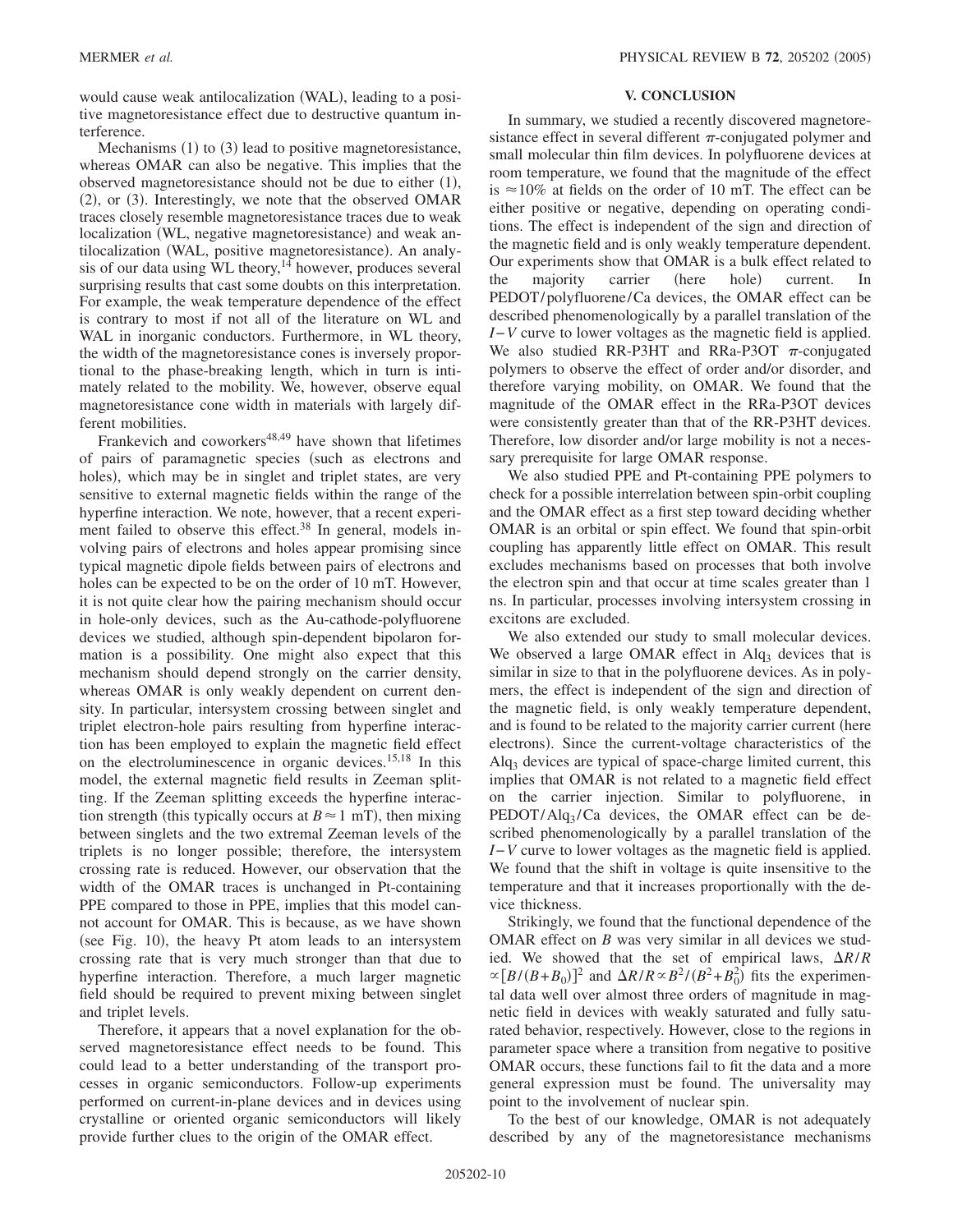would cause weak antilocalization (WAL), leading to a positive magnetoresistance effect due to destructive quantum interference.

Mechanisms (1) to (3) lead to positive magnetoresistance, whereas OMAR can also be negative. This implies that the observed magnetoresistance should not be due to either (1), (2), or (3). Interestingly, we note that the observed OMAR traces closely resemble magnetoresistance traces due to weak localization (WL, negative magnetoresistance) and weak antilocalization (WAL, positive magnetoresistance). An analysis of our data using WL theory,[14] however, produces several surprising results that cast some doubts on this interpretation. For example, the weak temperature dependence of the effect is contrary to most if not all of the literature on WL and WAL in inorganic conductors. Furthermore, in WL theory, the width of the magnetoresistance cones is inversely proportional to the phase-breaking length, which in turn is intimately related to the mobility. We, however, observe equal magnetoresistance cone width in materials with largely different mobilities.

Frankevich and coworkers[48,49] have shown that lifetimes of pairs of paramagnetic species (such as electrons and holes), which may be in singlet and triplet states, are very sensitive to external magnetic fields within the range of the hyperfine interaction. We note, however, that a recent experiment failed to observe this effect.[38] In general, models involving pairs of electrons and holes appear promising since typical magnetic dipole fields between pairs of electrons and holes can be expected to be on the order of 10 mT. However, it is not quite clear how the pairing mechanism should occur in hole-only devices, such as the Au-cathode-polyfluorene devices we studied, although spin-dependent bipolaron formation is a possibility. One might also expect that this mechanism should depend strongly on the carrier density, whereas OMAR is only weakly dependent on current density. In particular, intersystem crossing between singlet and triplet electron-hole pairs resulting from hyperfine interaction has been employed to explain the magnetic field effect on the electroluminescence in organic devices.[15,18] In this model, the external magnetic field results in Zeeman splitting. If the Zeeman splitting exceeds the hyperfine interaction strength (this typically occurs at $B \approx 1$ mT), then mixing between singlets and the two extremal Zeeman levels of the triplets is no longer possible; therefore, the intersystem crossing rate is reduced. However, our observation that the width of the OMAR traces is unchanged in Pt-containing PPE compared to those in PPE, implies that this model cannot account for OMAR. This is because, as we have shown (see Fig. 10), the heavy Pt atom leads to an intersystem crossing rate that is very much stronger than that due to hyperfine interaction. Therefore, a much larger magnetic field should be required to prevent mixing between singlet and triplet levels.

Therefore, it appears that a novel explanation for the observed magnetoresistance effect needs to be found. This could lead to a better understanding of the transport processes in organic semiconductors. Follow-up experiments performed on current-in-plane devices and in devices using crystalline or oriented organic semiconductors will likely provide further clues to the origin of the OMAR effect.

## V. CONCLUSION

In summary, we studied a recently discovered magnetoresistance effect in several different $\pi$-conjugated polymer and small molecular thin film devices. In polyfluorene devices at room temperature, we found that the magnitude of the effect is $\approx 10\%$ at fields on the order of 10 mT. The effect can be either positive or negative, depending on operating conditions. The effect is independent of the sign and direction of the magnetic field and is only weakly temperature dependent. Our experiments show that OMAR is a bulk effect related to the majority carrier (here hole) current. In PEDOT/polyfluorene/Ca devices, the OMAR effect can be described phenomenologically by a parallel translation of the $I-V$ curve to lower voltages as the magnetic field is applied. We also studied RR-P3HT and RRa-P3OT $\pi$-conjugated polymers to observe the effect of order and/or disorder, and therefore varying mobility, on OMAR. We found that the magnitude of the OMAR effect in the RRa-P3OT devices were consistently greater than that of the RR-P3HT devices. Therefore, low disorder and/or large mobility is not a necessary prerequisite for large OMAR response.

We also studied PPE and Pt-containing PPE polymers to check for a possible interrelation between spin-orbit coupling and the OMAR effect as a first step toward deciding whether OMAR is an orbital or spin effect. We found that spin-orbit coupling has apparently little effect on OMAR. This result excludes mechanisms based on processes that both involve the electron spin and that occur at time scales greater than 1 ns. In particular, processes involving intersystem crossing in excitons are excluded.

We also extended our study to small molecular devices. We observed a large OMAR effect in $Alq_3$ devices that is similar in size to that in the polyfluorene devices. As in polymers, the effect is independent of the sign and direction of the magnetic field, is only weakly temperature dependent, and is found to be related to the majority carrier current (here electrons). Since the current-voltage characteristics of the $Alq_3$ devices are typical of space-charge limited current, this implies that OMAR is not related to a magnetic field effect on the carrier injection. Similar to polyfluorene, in PEDOT/$Alq_3$/Ca devices, the OMAR effect can be described phenomenologically by a parallel translation of the $I-V$ curve to lower voltages as the magnetic field is applied. We found that the shift in voltage is quite insensitive to the temperature and that it increases proportionally with the device thickness.

Strikingly, we found that the functional dependence of the OMAR effect on $B$ was very similar in all devices we studied. We showed that the set of empirical laws, $\Delta R/R \propto [B/(B+B_0)]^2$ and $\Delta R/R \propto B^2/(B^2+B_0^2)$ fits the experimental data well over almost three orders of magnitude in magnetic field in devices with weakly saturated and fully saturated behavior, respectively. However, close to the regions in parameter space where a transition from negative to positive OMAR occurs, these functions fail to fit the data and a more general expression must be found. The universality may point to the involvement of nuclear spin.

To the best of our knowledge, OMAR is not adequately described by any of the magnetoresistance mechanisms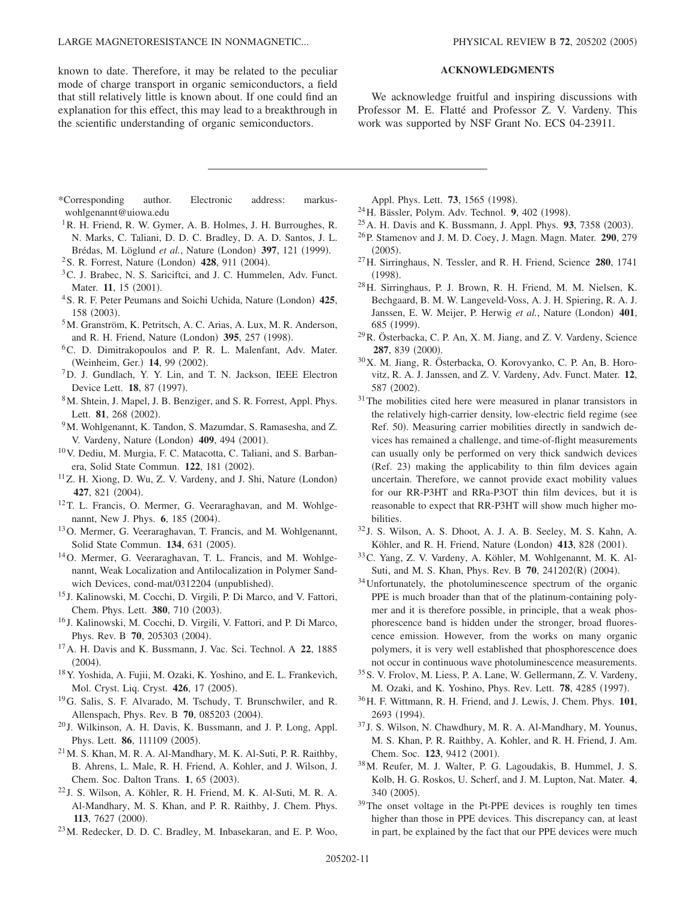known to date. Therefore, it may be related to the peculiar mode of charge transport in organic semiconductors, a field that still relatively little is known about. If one could find an explanation for this effect, this may lead to a breakthrough in the scientific understanding of organic semiconductors.

## ACKNOWLEDGMENTS

We acknowledge fruitful and inspiring discussions with Professor M. E. Flatté and Professor Z. V. Vardeny. This work was supported by NSF Grant No. ECS 04-23911.

---

*Corresponding author. Electronic address: markus-wohlgenannt@uiowa.edu

[1] R. H. Friend, R. W. Gymer, A. B. Holmes, J. H. Burroughes, R. N. Marks, C. Taliani, D. D. C. Bradley, D. A. D. Santos, J. L. Brédas, M. Löglund *et al.*, Nature (London) **397**, 121 (1999).

[2] S. R. Forrest, Nature (London) **428**, 911 (2004).

[3] C. J. Brabec, N. S. Sariciftci, and J. C. Hummelen, Adv. Funct. Mater. **11**, 15 (2001).

[4] S. R. F. Peter Peumans and Soichi Uchida, Nature (London) **425**, 158 (2003).

[5] M. Granström, K. Petritsch, A. C. Arias, A. Lux, M. R. Anderson, and R. H. Friend, Nature (London) **395**, 257 (1998).

[6] C. D. Dimitrakopoulos and P. R. L. Malenfant, Adv. Mater. (Weinheim, Ger.) **14**, 99 (2002).

[7] D. J. Gundlach, Y. Y. Lin, and T. N. Jackson, IEEE Electron Device Lett. **18**, 87 (1997).

[8] M. Shtein, J. Mapel, J. B. Benziger, and S. R. Forrest, Appl. Phys. Lett. **81**, 268 (2002).

[9] M. Wohlgenannt, K. Tandon, S. Mazumdar, S. Ramasesha, and Z. V. Vardeny, Nature (London) **409**, 494 (2001).

[10] V. Dediu, M. Murgia, F. C. Matacotta, C. Taliani, and S. Barbanera, Solid State Commun. **122**, 181 (2002).

[11] Z. H. Xiong, D. Wu, Z. V. Vardeny, and J. Shi, Nature (London) **427**, 821 (2004).

[12] T. L. Francis, O. Mermer, G. Veeraraghavan, and M. Wohlgenannt, New J. Phys. **6**, 185 (2004).

[13] O. Mermer, G. Veeraraghavan, T. Francis, and M. Wohlgenannt, Solid State Commun. **134**, 631 (2005).

[14] O. Mermer, G. Veeraraghavan, T. L. Francis, and M. Wohlgenannt, Weak Localization and Antilocalization in Polymer Sandwich Devices, cond-mat/0312204 (unpublished).

[15] J. Kalinowski, M. Cocchi, D. Virgili, P. Di Marco, and V. Fattori, Chem. Phys. Lett. **380**, 710 (2003).

[16] J. Kalinowski, M. Cocchi, D. Virgili, V. Fattori, and P. Di Marco, Phys. Rev. B **70**, 205303 (2004).

[17] A. H. Davis and K. Bussmann, J. Vac. Sci. Technol. A **22**, 1885 (2004).

[18] Y. Yoshida, A. Fujii, M. Ozaki, K. Yoshino, and E. L. Frankevich, Mol. Cryst. Liq. Cryst. **426**, 17 (2005).

[19] G. Salis, S. F. Alvarado, M. Tschudy, T. Brunschwiler, and R. Allenspach, Phys. Rev. B **70**, 085203 (2004).

[20] J. Wilkinson, A. H. Davis, K. Bussmann, and J. P. Long, Appl. Phys. Lett. **86**, 111109 (2005).

[21] M. S. Khan, M. R. A. Al-Mandhary, M. K. Al-Suti, P. R. Raithby, B. Ahrens, L. Male, R. H. Friend, A. Kohler, and J. Wilson, J. Chem. Soc. Dalton Trans. **1**, 65 (2003).

[22] J. S. Wilson, A. Köhler, R. H. Friend, M. K. Al-Suti, M. R. A. Al-Mandhary, M. S. Khan, and P. R. Raithby, J. Chem. Phys. **113**, 7627 (2000).

[23] M. Redecker, D. D. C. Bradley, M. Inbasekaran, and E. P. Woo, Appl. Phys. Lett. **73**, 1565 (1998).

[24] H. Bässler, Polym. Adv. Technol. **9**, 402 (1998).

[25] A. H. Davis and K. Bussmann, J. Appl. Phys. **93**, 7358 (2003).

[26] P. Stamenov and J. M. D. Coey, J. Magn. Magn. Mater. **290**, 279 (2005).

[27] H. Sirringhaus, N. Tessler, and R. H. Friend, Science **280**, 1741 (1998).

[28] H. Sirringhaus, P. J. Brown, R. H. Friend, M. M. Nielsen, K. Bechgaard, B. M. W. Langeveld-Voss, A. J. H. Spiering, R. A. J. Janssen, E. W. Meijer, P. Herwig *et al.*, Nature (London) **401**, 685 (1999).

[29] R. Österbacka, C. P. An, X. M. Jiang, and Z. V. Vardeny, Science **287**, 839 (2000).

[30] X. M. Jiang, R. Österbacka, O. Korovyanko, C. P. An, B. Horovitz, R. A. J. Janssen, and Z. V. Vardeny, Adv. Funct. Mater. **12**, 587 (2002).

[31] The mobilities cited here were measured in planar transistors in the relatively high-carrier density, low-electric field regime (see Ref. 50). Measuring carrier mobilities directly in sandwich devices has remained a challenge, and time-of-flight measurements can usually only be performed on very thick sandwich devices (Ref. 23) making the applicability to thin film devices again uncertain. Therefore, we cannot provide exact mobility values for our RR-P3HT and RRa-P3OT thin film devices, but it is reasonable to expect that RR-P3HT will show much higher mobilities.

[32] J. S. Wilson, A. S. Dhoot, A. J. A. B. Seeley, M. S. Kahn, A. Köhler, and R. H. Friend, Nature (London) **413**, 828 (2001).

[33] C. Yang, Z. V. Vardeny, A. Köhler, M. Wohlgenannt, M. K. Al-Suti, and M. S. Khan, Phys. Rev. B **70**, 241202(R) (2004).

[34] Unfortunately, the photoluminescence spectrum of the organic PPE is much broader than that of the platinum-containing polymer and it is therefore possible, in principle, that a weak phosphorescence band is hidden under the stronger, broad fluorescence emission. However, from the works on many organic polymers, it is very well established that phosphorescence does not occur in continuous wave photoluminescence measurements.

[35] S. V. Frolov, M. Liess, P. A. Lane, W. Gellermann, Z. V. Vardeny, M. Ozaki, and K. Yoshino, Phys. Rev. Lett. **78**, 4285 (1997).

[36] H. F. Wittmann, R. H. Friend, and J. Lewis, J. Chem. Phys. **101**, 2693 (1994).

[37] J. S. Wilson, N. Chawdhury, M. R. A. Al-Mandhary, M. Younus, M. S. Khan, P. R. Raithby, A. Kohler, and R. H. Friend, J. Am. Chem. Soc. **123**, 9412 (2001).

[38] M. Reufer, M. J. Walter, P. G. Lagoudakis, B. Hummel, J. S. Kolb, H. G. Roskos, U. Scherf, and J. M. Lupton, Nat. Mater. **4**, 340 (2005).

[39] The onset voltage in the Pt-PPE devices is roughly ten times higher than those in PPE devices. This discrepancy can, at least in part, be explained by the fact that our PPE devices were much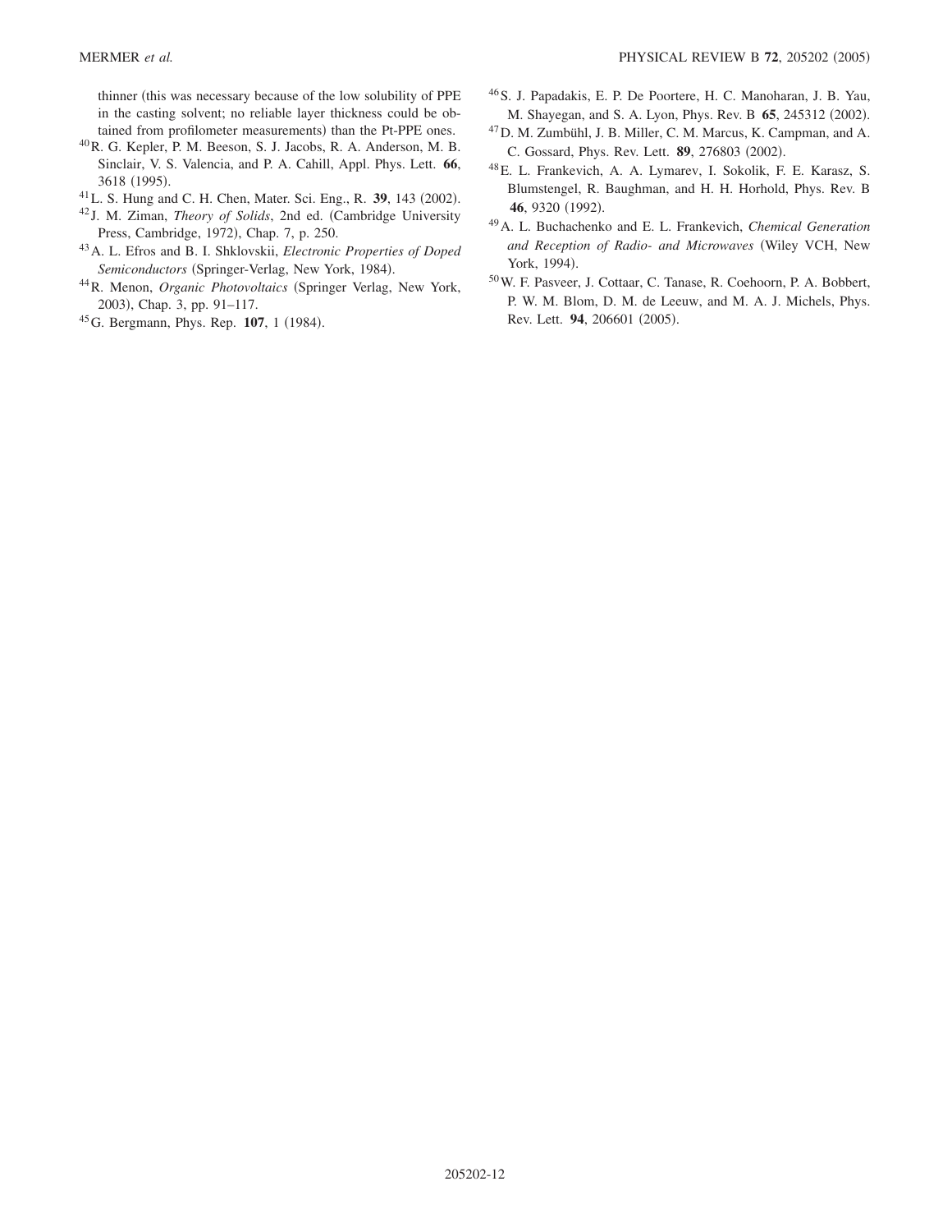thinner (this was necessary because of the low solubility of PPE in the casting solvent; no reliable layer thickness could be obtained from profilometer measurements) than the Pt-PPE ones.

[40] R. G. Kepler, P. M. Beeson, S. J. Jacobs, R. A. Anderson, M. B. Sinclair, V. S. Valencia, and P. A. Cahill, Appl. Phys. Lett. **66**, 3618 (1995).

[41] L. S. Hung and C. H. Chen, Mater. Sci. Eng., R. **39**, 143 (2002).

[42] J. M. Ziman, *Theory of Solids*, 2nd ed. (Cambridge University Press, Cambridge, 1972), Chap. 7, p. 250.

[43] A. L. Efros and B. I. Shklovskii, *Electronic Properties of Doped Semiconductors* (Springer-Verlag, New York, 1984).

[44] R. Menon, *Organic Photovoltaics* (Springer Verlag, New York, 2003), Chap. 3, pp. 91–117.

[45] G. Bergmann, Phys. Rep. **107**, 1 (1984).

[46] S. J. Papadakis, E. P. De Poortere, H. C. Manoharan, J. B. Yau, M. Shayegan, and S. A. Lyon, Phys. Rev. B **65**, 245312 (2002).

[47] D. M. Zumbühl, J. B. Miller, C. M. Marcus, K. Campman, and A. C. Gossard, Phys. Rev. Lett. **89**, 276803 (2002).

[48] E. L. Frankevich, A. A. Lymarev, I. Sokolik, F. E. Karasz, S. Blumstengel, R. Baughman, and H. H. Horhold, Phys. Rev. B **46**, 9320 (1992).

[49] A. L. Buchachenko and E. L. Frankevich, *Chemical Generation and Reception of Radio- and Microwaves* (Wiley VCH, New York, 1994).

[50] W. F. Pasveer, J. Cottaar, C. Tanase, R. Coehoorn, P. A. Bobbert, P. W. M. Blom, D. M. de Leeuw, and M. A. J. Michels, Phys. Rev. Lett. **94**, 206601 (2005).